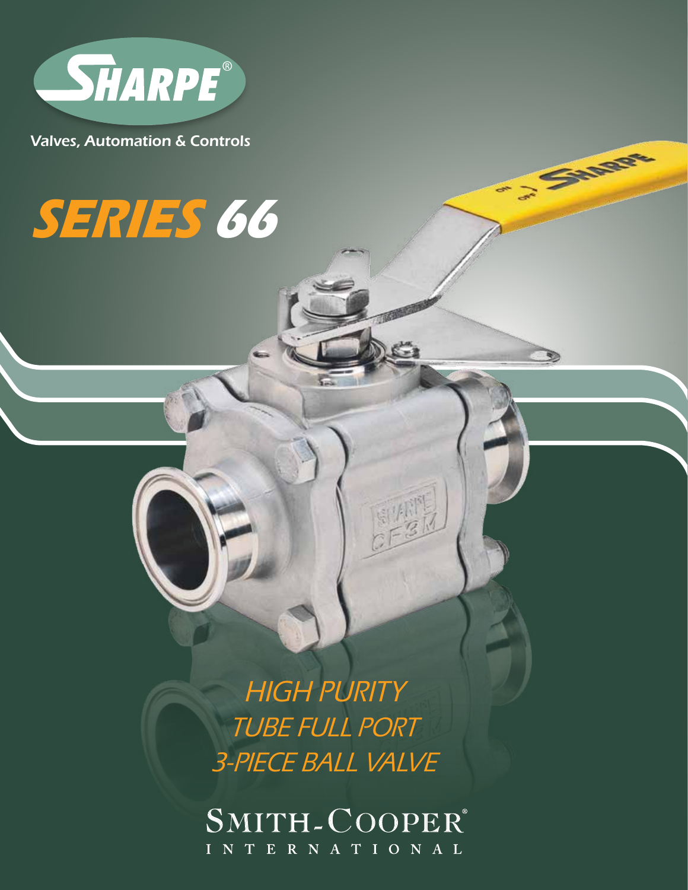**SHARPE®**

Valves, Automation & Controls

# SERIES 66

## HIGH PURITY
## TUBE FULL PORT
## 3-PIECE BALL VALVE

**SMITH-COOPER®**
INTERNATIONAL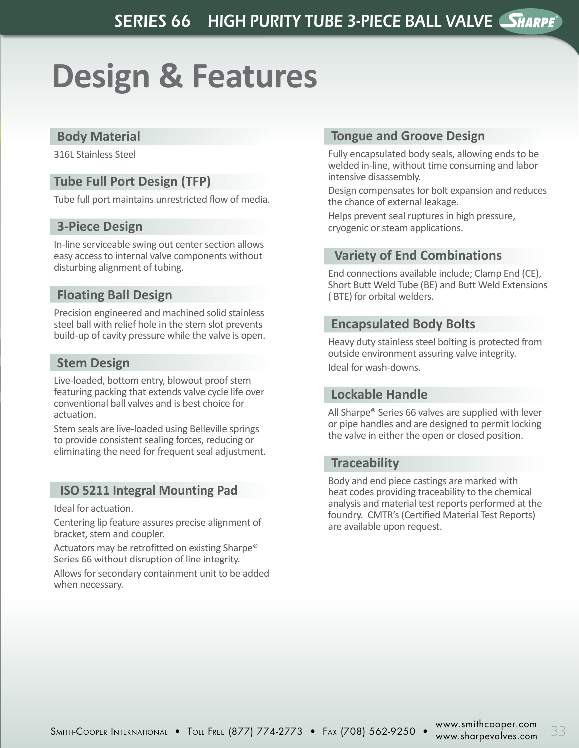# Design & Features

## Body Material

316L Stainless Steel

## Tube Full Port Design (TFP)

Tube full port maintains unrestricted flow of media.

## 3-Piece Design

In-line serviceable swing out center section allows easy access to internal valve components without disturbing alignment of tubing.

## Floating Ball Design

Precision engineered and machined solid stainless steel ball with relief hole in the stem slot prevents build-up of cavity pressure while the valve is open.

## Stem Design

Live-loaded, bottom entry, blowout proof stem featuring packing that extends valve cycle life over conventional ball valves and is best choice for actuation.

Stem seals are live-loaded using Belleville springs to provide consistent sealing forces, reducing or eliminating the need for frequent seal adjustment.

## ISO 5211 Integral Mounting Pad

Ideal for actuation.

Centering lip feature assures precise alignment of bracket, stem and coupler.

Actuators may be retrofitted on existing Sharpe® Series 66 without disruption of line integrity.

Allows for secondary containment unit to be added when necessary.

## Tongue and Groove Design

Fully encapsulated body seals, allowing ends to be welded in-line, without time consuming and labor intensive disassembly.

Design compensates for bolt expansion and reduces the chance of external leakage.

Helps prevent seal ruptures in high pressure, cryogenic or steam applications.

## Variety of End Combinations

End connections available include; Clamp End (CE), Short Butt Weld Tube (BE) and Butt Weld Extensions ( BTE) for orbital welders.

## Encapsulated Body Bolts

Heavy duty stainless steel bolting is protected from outside environment assuring valve integrity.

Ideal for wash-downs.

## Lockable Handle

All Sharpe® Series 66 valves are supplied with lever or pipe handles and are designed to permit locking the valve in either the open or closed position.

## Traceability

Body and end piece castings are marked with heat codes providing traceability to the chemical analysis and material test reports performed at the foundry. CMTR's (Certified Material Test Reports) are available upon request.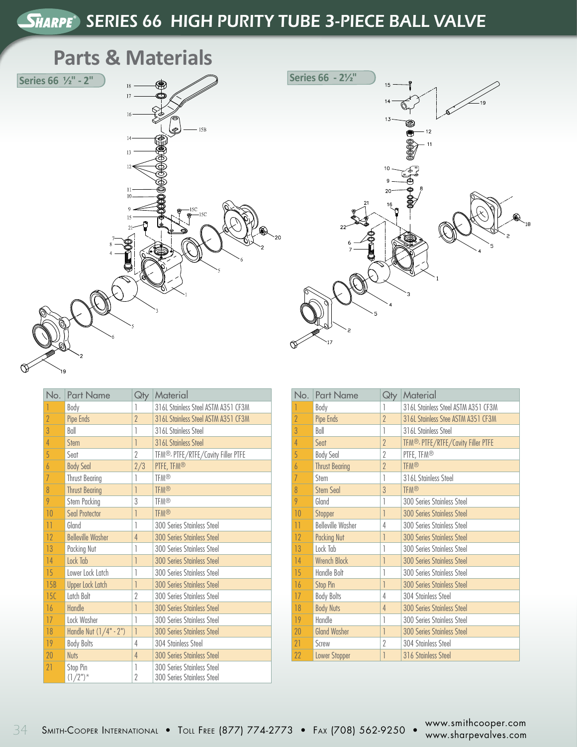# SERIES 66 HIGH PURITY TUBE 3-PIECE BALL VALVE

## Parts & Materials

### Series 66 ½" - 2"

| No. | Part Name | Qty | Material |
|---|---|---|---|
| 1 | Body | 1 | 316L Stainless Steel ASTM A351 CF3M |
| 2 | Pipe Ends | 2 | 316L Stainless Steel ASTM A351 CF3M |
| 3 | Ball | 1 | 316L Stainless Steel |
| 4 | Stem | 1 | 316L Stainless Steel |
| 5 | Seat | 2 | TFM®, PTFE/RTFE/Cavity Filler PTFE |
| 6 | Body Seal | 2/3 | PTFE, TFM® |
| 7 | Thrust Bearing | 1 | TFM® |
| 8 | Thrust Bearing | 1 | TFM® |
| 9 | Stem Packing | 3 | TFM® |
| 10 | Seal Protector | 1 | TFM® |
| 11 | Gland | 1 | 300 Series Stainless Steel |
| 12 | Belleville Washer | 4 | 300 Series Stainless Steel |
| 13 | Packing Nut | 1 | 300 Series Stainless Steel |
| 14 | Lock Tab | 1 | 300 Series Stainless Steel |
| 15 | Lower Lock Latch | 1 | 300 Series Stainless Steel |
| 15B | Upper Lock Latch | 1 | 300 Series Stainless Steel |
| 15C | Latch Bolt | 2 | 300 Series Stainless Steel |
| 16 | Handle | 1 | 300 Series Stainless Steel |
| 17 | Lock Washer | 1 | 300 Series Stainless Steel |
| 18 | Handle Nut (1/4" - 2") | 1 | 300 Series Stainless Steel |
| 19 | Body Bolts | 4 | 304 Stainless Steel |
| 20 | Nuts | 4 | 300 Series Stainless Steel |
| 21 | Stop Pin (1/2")* | 1<br>2 | 300 Series Stainless Steel<br>300 Series Stainless Steel |

### Series 66 - 2½"

| No. | Part Name | Qty | Material |
|---|---|---|---|
| 1 | Body | 1 | 316L Stainless Steel ASTM A351 CF3M |
| 2 | Pipe Ends | 2 | 316L Stainless Stee ASTM A351 CF3M |
| 3 | Ball | 1 | 316L Stainless Steel |
| 4 | Seat | 2 | TFM®, PTFE/RTFE/Cavity Filler PTFE |
| 5 | Body Seal | 2 | PTFE, TFM® |
| 6 | Thrust Bearing | 2 | TFM® |
| 7 | Stem | 1 | 316L Stainless Steel |
| 8 | Stem Seal | 3 | TFM® |
| 9 | Gland | 1 | 300 Series Stainless Steel |
| 10 | Stopper | 1 | 300 Series Stainless Steel |
| 11 | Belleville Washer | 4 | 300 Series Stainless Steel |
| 12 | Packing Nut | 1 | 300 Series Stainless Steel |
| 13 | Lock Tab | 1 | 300 Series Stainless Steel |
| 14 | Wrench Block | 1 | 300 Series Stainless Steel |
| 15 | Handle Bolt | 1 | 300 Series Stainless Steel |
| 16 | Stop Pin | 1 | 300 Series Stainless Steel |
| 17 | Body Bolts | 4 | 304 Stainless Steel |
| 18 | Body Nuts | 4 | 300 Series Stainless Steel |
| 19 | Handle | 1 | 300 Series Stainless Steel |
| 20 | Gland Washer | 1 | 300 Series Stainless Steel |
| 21 | Screw | 2 | 304 Stainless Steel |
| 22 | Lower Stopper | 1 | 316 Stainless Steel |

Smith-Cooper International • Toll Free (877) 774-2773 • Fax (708) 562-9250 • www.smithcooper.com www.sharpevalves.com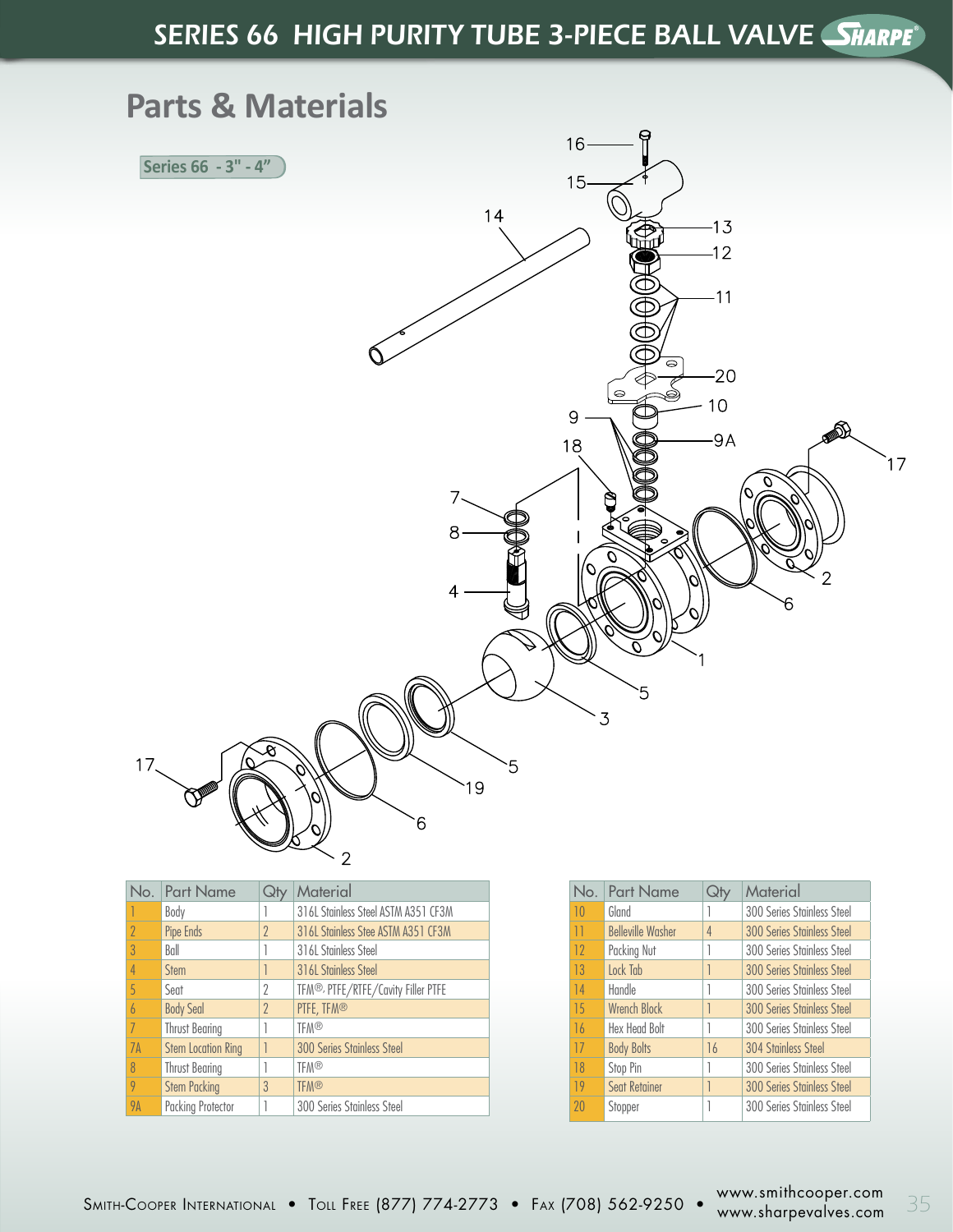## Parts & Materials

**Series 66 - 3" - 4"**

| No. | Part Name | Qty | Material |
|---|---|---|---|
| 1 | Body | 1 | 316L Stainless Steel ASTM A351 CF3M |
| 2 | Pipe Ends | 2 | 316L Stainless Stee ASTM A351 CF3M |
| 3 | Ball | 1 | 316L Stainless Steel |
| 4 | Stem | 1 | 316L Stainless Steel |
| 5 | Seat | 2 | TFM®, PTFE/RTFE/Cavity Filler PTFE |
| 6 | Body Seal | 2 | PTFE, TFM® |
| 7 | Thrust Bearing | 1 | TFM® |
| 7A | Stem Location Ring | 1 | 300 Series Stainless Steel |
| 8 | Thrust Bearing | 1 | TFM® |
| 9 | Stem Packing | 3 | TFM® |
| 9A | Packing Protector | 1 | 300 Series Stainless Steel |

| No. | Part Name | Qty | Material |
|---|---|---|---|
| 10 | Gland | 1 | 300 Series Stainless Steel |
| 11 | Belleville Washer | 4 | 300 Series Stainless Steel |
| 12 | Packing Nut | 1 | 300 Series Stainless Steel |
| 13 | Lock Tab | 1 | 300 Series Stainless Steel |
| 14 | Handle | 1 | 300 Series Stainless Steel |
| 15 | Wrench Block | 1 | 300 Series Stainless Steel |
| 16 | Hex Head Bolt | 1 | 300 Series Stainless Steel |
| 17 | Body Bolts | 16 | 304 Stainless Steel |
| 18 | Stop Pin | 1 | 300 Series Stainless Steel |
| 19 | Seat Retainer | 1 | 300 Series Stainless Steel |
| 20 | Stopper | 1 | 300 Series Stainless Steel |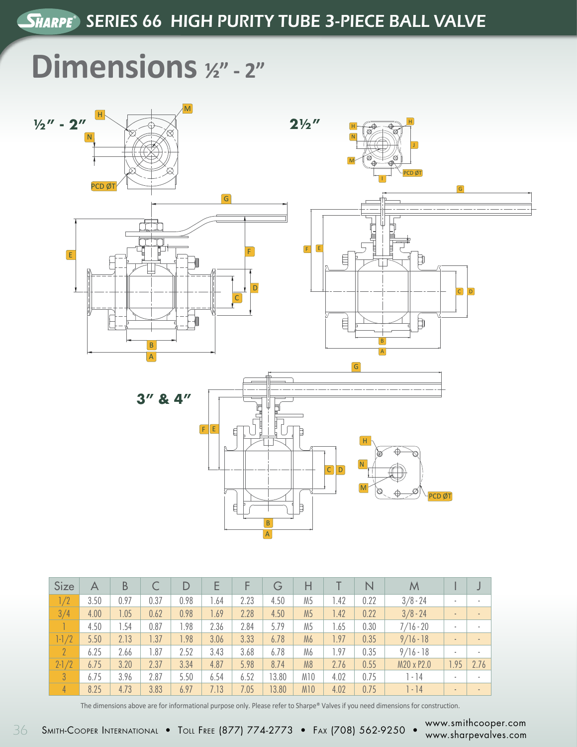# SERIES 66 HIGH PURITY TUBE 3-PIECE BALL VALVE

## Dimensions ½" - 2"

½" - 2"

2½"

3" & 4"

| Size | A | B | C | D | E | F | G | H | T | N | M | I | J |
|---|---|---|---|---|---|---|---|---|---|---|---|---|---|
| 1/2 | 3.50 | 0.97 | 0.37 | 0.98 | 1.64 | 2.23 | 4.50 | M5 | 1.42 | 0.22 | 3/8 - 24 | - | - |
| 3/4 | 4.00 | 1.05 | 0.62 | 0.98 | 1.69 | 2.28 | 4.50 | M5 | 1.42 | 0.22 | 3/8 - 24 | - | - |
| 1 | 4.50 | 1.54 | 0.87 | 1.98 | 2.36 | 2.84 | 5.79 | M5 | 1.65 | 0.30 | 7/16 - 20 | - | - |
| 1-1/2 | 5.50 | 2.13 | 1.37 | 1.98 | 3.06 | 3.33 | 6.78 | M6 | 1.97 | 0.35 | 9/16 - 18 | - | - |
| 2 | 6.25 | 2.66 | 1.87 | 2.52 | 3.43 | 3.68 | 6.78 | M6 | 1.97 | 0.35 | 9/16 - 18 | - | - |
| 2-1/2 | 6.75 | 3.20 | 2.37 | 3.34 | 4.87 | 5.98 | 8.74 | M8 | 2.76 | 0.55 | M20 x P2.0 | 1.95 | 2.76 |
| 3 | 6.75 | 3.96 | 2.87 | 5.50 | 6.54 | 6.52 | 13.80 | M10 | 4.02 | 0.75 | 1 - 14 | - | - |
| 4 | 8.25 | 4.73 | 3.83 | 6.97 | 7.13 | 7.05 | 13.80 | M10 | 4.02 | 0.75 | 1 - 14 | - | - |

The dimensions above are for informational purpose only. Please refer to Sharpe® Valves if you need dimensions for construction.

SMITH-COOPER INTERNATIONAL • TOLL FREE (877) 774-2773 • FAX (708) 562-9250 • www.smithcooper.com www.sharpevalves.com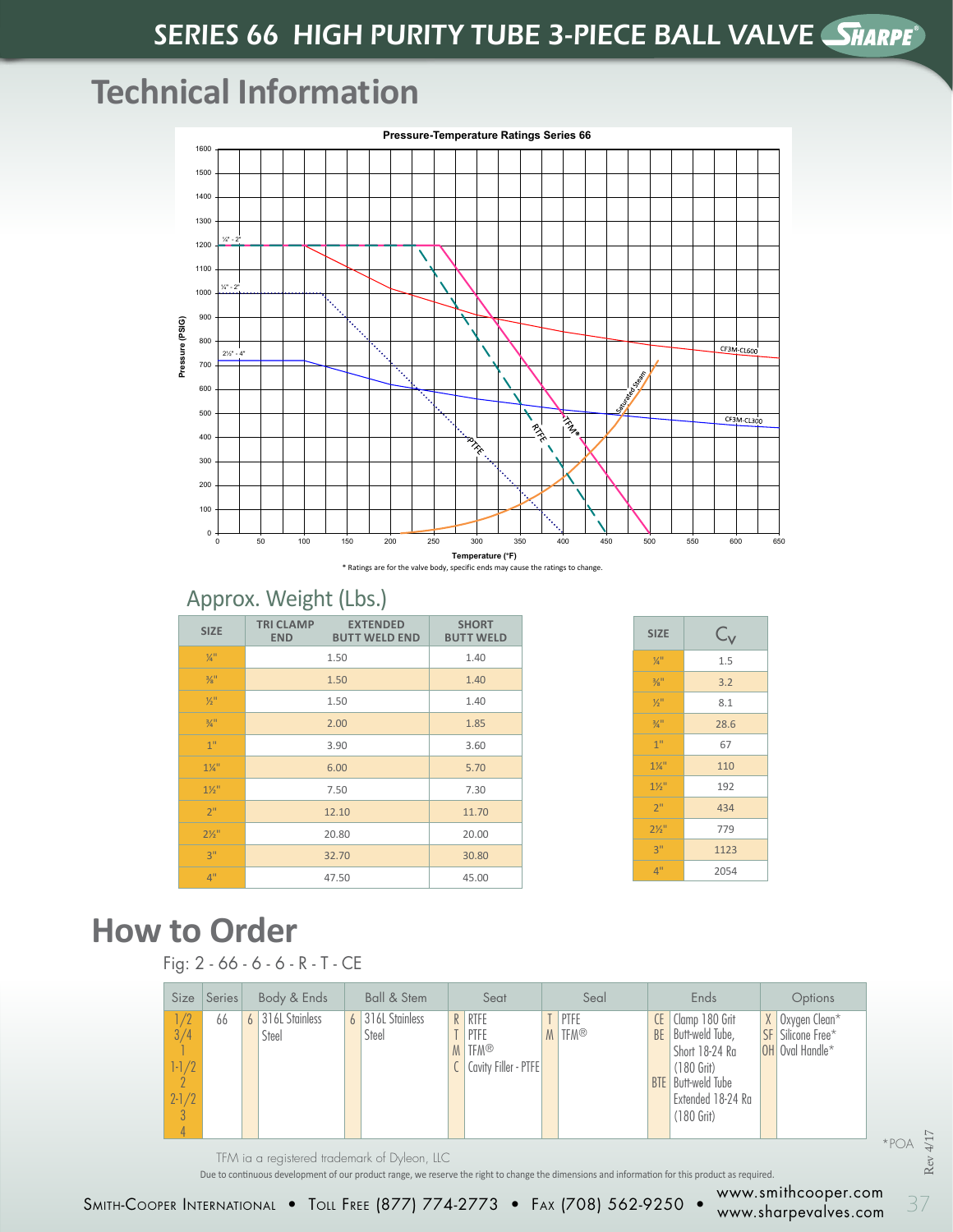# SERIES 66 HIGH PURITY TUBE 3-PIECE BALL VALVE

## Technical Information

Pressure-Temperature Ratings Series 66

Pressure (PSIG)

1600
1500
1400
1300
1200
1100
1000
900
800
700
600
500
400
300
200
100
0

Temperature (°F)

0 50 100 150 200 250 300 350 400 450 500 550 600 650

¼" - 2"
¼" - 2"
2½" - 4"
CF3M-CL600
CF3M-CL300
Saturated Steam
TFM®
RTFE
PTFE

* Ratings are for the valve body, specific ends may cause the ratings to change.

### Approx. Weight (Lbs.)

| SIZE | TRI CLAMP END / EXTENDED BUTT WELD END | SHORT BUTT WELD |
|---|---|---|
| ¼" | 1.50 | 1.40 |
| ⅜" | 1.50 | 1.40 |
| ½" | 1.50 | 1.40 |
| ¾" | 2.00 | 1.85 |
| 1" | 3.90 | 3.60 |
| 1¼" | 6.00 | 5.70 |
| 1½" | 7.50 | 7.30 |
| 2" | 12.10 | 11.70 |
| 2½" | 20.80 | 20.00 |
| 3" | 32.70 | 30.80 |
| 4" | 47.50 | 45.00 |

| SIZE | $C_V$ |
|---|---|
| ¼" | 1.5 |
| ⅜" | 3.2 |
| ½" | 8.1 |
| ¾" | 28.6 |
| 1" | 67 |
| 1¼" | 110 |
| 1½" | 192 |
| 2" | 434 |
| 2½" | 779 |
| 3" | 1123 |
| 4" | 2054 |

## How to Order

Fig: 2 - 66 - 6 - 6 - R - T - CE

| Size | Series | Body & Ends | Ball & Stem | Seat | Seal | Ends | Options |
|---|---|---|---|---|---|---|---|
| 1/2<br>3/4<br>1<br>1-1/2<br>2<br>2-1/2<br>3<br>4 | 66 | 6 316L Stainless Steel | 6 316L Stainless Steel | R RTFE<br>T PTFE<br>M TFM®<br>C Cavity Filler - PTFE | T PTFE<br>M TFM® | CE Clamp 180 Grit<br>BE Butt-weld Tube, Short 18-24 Ra (180 Grit)<br>BTE Butt-weld Tube Extended 18-24 Ra (180 Grit) | X Oxygen Clean*<br>SF Silicone Free*<br>OH Oval Handle* |

*POA

TFM ia a registered trademark of Dyleon, LLC

Due to continuous development of our product range, we reserve the right to change the dimensions and information for this product as required.

Rev 4/17

SMITH-COOPER INTERNATIONAL • TOLL FREE (877) 774-2773 • FAX (708) 562-9250 • www.smithcooper.com www.sharpevalves.com